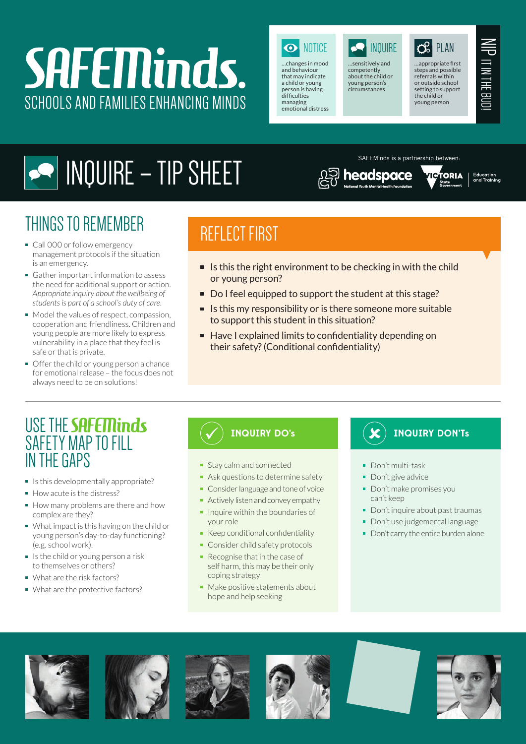# SAFEMinds.

SCHOOLS AND FAMILIES ENHANCING MINDS

**NOTICE** ...changes in mood and behaviour that may indicate a child or young person is having difficulties managing emotional distress

**INQUIRE** ...sensitively and competently about the child or young person's circumstances

**PLAN** ...appropriate first steps and possible referrals within or outside school setting to support the child or young person

NIP IT IN THE BUD!

# INQUIRE – TIP SHEET

SAFEMinds is a partnership between: headspace National Youth Mental Health Foundation; Victoria State Government Education and Training

## THINGS TO REMEMBER

- Call 000 or follow emergency management protocols if the situation is an emergency.
- Gather important information to assess the need for additional support or action. *Appropriate inquiry about the wellbeing of students is part of a school's duty of care.*
- Model the values of respect, compassion, cooperation and friendliness. Children and young people are more likely to express vulnerability in a place that they feel is safe or that is private.
- Offer the child or young person a chance for emotional release – the focus does not always need to be on solutions!

## REFLECT FIRST

- Is this the right environment to be checking in with the child or young person?
- Do I feel equipped to support the student at this stage?
- Is this my responsibility or is there someone more suitable to support this student in this situation?
- Have I explained limits to confidentiality depending on their safety? (Conditional confidentiality)

## USE THE SAFEMinds SAFETY MAP TO FILL IN THE GAPS

- Is this developmentally appropriate?
- How acute is the distress?
- How many problems are there and how complex are they?
- What impact is this having on the child or young person's day-to-day functioning? (e.g. school work).
- Is the child or young person a risk to themselves or others?
- What are the risk factors?
- What are the protective factors?

### INQUIRY DO's

- Stay calm and connected
- Ask questions to determine safety
- Consider language and tone of voice
- Actively listen and convey empathy
- Inquire within the boundaries of your role
- Keep conditional confidentiality
- Consider child safety protocols
- Recognise that in the case of self harm, this may be their only coping strategy
- Make positive statements about hope and help seeking

### INQUIRY DON'Ts

- Don't multi-task
- Don't give advice
- Don't make promises you can't keep
- Don't inquire about past traumas
- Don't use judgemental language
- Don't carry the entire burden alone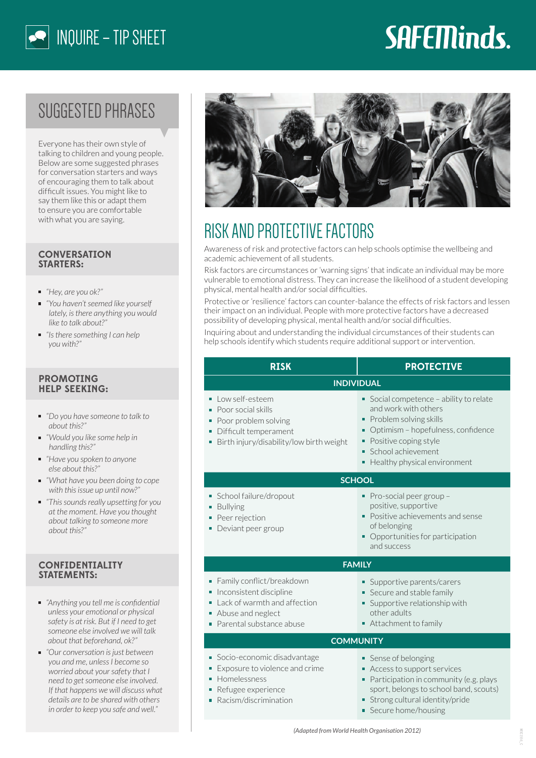# INQUIRE – TIP SHEET

SAFEMinds.

## SUGGESTED PHRASES

Everyone has their own style of talking to children and young people. Below are some suggested phrases for conversation starters and ways of encouraging them to talk about difficult issues. You might like to say them like this or adapt them to ensure you are comfortable with what you are saying.

### CONVERSATION STARTERS:

- *"Hey, are you ok?"*
- *"You haven't seemed like yourself lately, is there anything you would like to talk about?"*
- *"Is there something I can help you with?"*

### PROMOTING HELP SEEKING:

- *"Do you have someone to talk to about this?"*
- *"Would you like some help in handling this?"*
- *"Have you spoken to anyone else about this?"*
- *"What have you been doing to cope with this issue up until now?"*
- *"This sounds really upsetting for you at the moment. Have you thought about talking to someone more about this?"*

### CONFIDENTIALITY STATEMENTS:

- *"Anything you tell me is confidential unless your emotional or physical safety is at risk. But if I need to get someone else involved we will talk about that beforehand, ok?"*
- *"Our conversation is just between you and me, unless I become so worried about your safety that I need to get someone else involved. If that happens we will discuss what details are to be shared with others in order to keep you safe and well."*

## RISK AND PROTECTIVE FACTORS

Awareness of risk and protective factors can help schools optimise the wellbeing and academic achievement of all students.

Risk factors are circumstances or 'warning signs' that indicate an individual may be more vulnerable to emotional distress. They can increase the likelihood of a student developing physical, mental health and/or social difficulties.

Protective or 'resilience' factors can counter-balance the effects of risk factors and lessen their impact on an individual. People with more protective factors have a decreased possibility of developing physical, mental health and/or social difficulties.

Inquiring about and understanding the individual circumstances of their students can help schools identify which students require additional support or intervention.

| RISK | PROTECTIVE |
|---|---|
| **INDIVIDUAL** | |
| • Low self-esteem<br>• Poor social skills<br>• Poor problem solving<br>• Difficult temperament<br>• Birth injury/disability/low birth weight | • Social competence – ability to relate and work with others<br>• Problem solving skills<br>• Optimism – hopefulness, confidence<br>• Positive coping style<br>• School achievement<br>• Healthy physical environment |
| **SCHOOL** | |
| • School failure/dropout<br>• Bullying<br>• Peer rejection<br>• Deviant peer group | • Pro-social peer group – positive, supportive<br>• Positive achievements and sense of belonging<br>• Opportunities for participation and success |
| **FAMILY** | |
| • Family conflict/breakdown<br>• Inconsistent discipline<br>• Lack of warmth and affection<br>• Abuse and neglect<br>• Parental substance abuse | • Supportive parents/carers<br>• Secure and stable family<br>• Supportive relationship with other adults<br>• Attachment to family |
| **COMMUNITY** | |
| • Socio-economic disadvantage<br>• Exposure to violence and crime<br>• Homelessness<br>• Refugee experience<br>• Racism/discrimination | • Sense of belonging<br>• Access to support services<br>• Participation in community (e.g. plays sport, belongs to school band, scouts)<br>• Strong cultural identity/pride<br>• Secure home/housing |

*(Adapted from World Health Organisation 2012)*